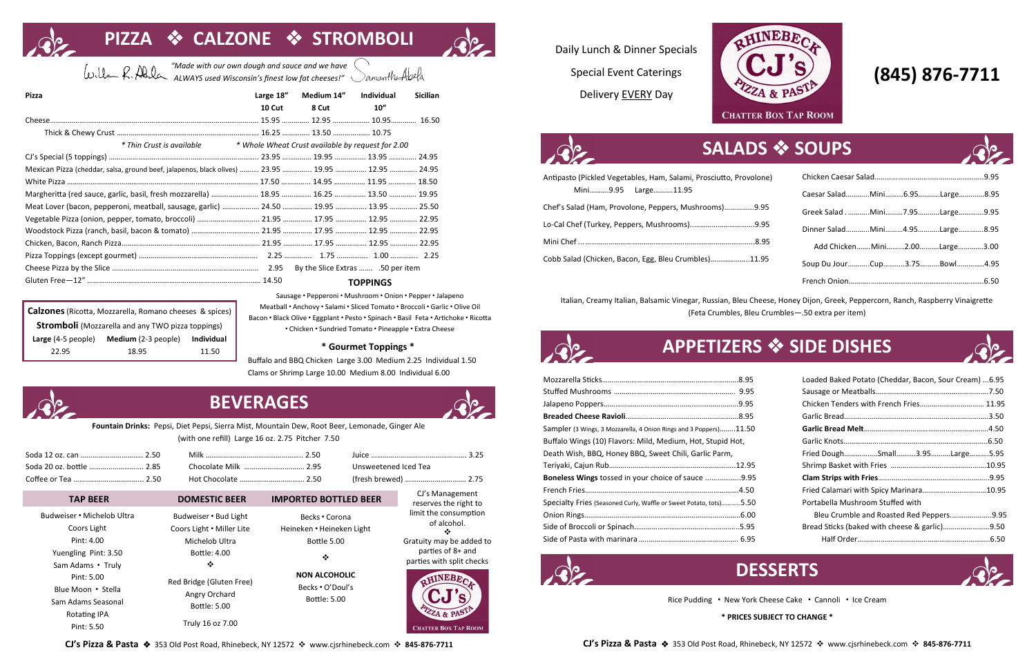# PIZZA ❖ CALZONE ❖ STROMBOLI

*"Made with our own dough and sauce and we have ALWAYS used Wisconsin's finest low fat cheeses!"*

| Pizza | Large 18" 10 Cut | Medium 14" 8 Cut | Individual 10" | Sicilian |
|---|---|---|---|---|
| Cheese | 15.95 | 12.95 | 10.95 | 16.50 |
| Thick & Chewy Crust | 16.25 | 13.50 | 10.75 | |
| * Thin Crust is available | * Whole Wheat Crust available by request for 2.00 | | | |
| CJ's Special (5 toppings) | 23.95 | 19.95 | 13.95 | 24.95 |
| Mexican Pizza (cheddar, salsa, ground beef, jalapenos, black olives) | 23.95 | 19.95 | 12.95 | 24.95 |
| White Pizza | 17.50 | 14.95 | 11.95 | 18.50 |
| Margheritta (red sauce, garlic, basil, fresh mozzarella) | 18.95 | 16.25 | 13.50 | 19.95 |
| Meat Lover (bacon, pepperoni, meatball, sausage, garlic) | 24.50 | 19.95 | 13.95 | 25.50 |
| Vegetable Pizza (onion, pepper, tomato, broccoli) | 21.95 | 17.95 | 12.95 | 22.95 |
| Woodstock Pizza (ranch, basil, bacon & tomato) | 21.95 | 17.95 | 12.95 | 22.95 |
| Chicken, Bacon, Ranch Pizza | 21.95 | 17.95 | 12.95 | 22.95 |
| Pizza Toppings (except gourmet) | 2.25 | 1.75 | 1.00 | 2.25 |
| Cheese Pizza by the Slice | 2.95 | By the Slice Extras .50 per item | | |
| Gluten Free—12" | 14.50 | | | |

**Calzones** (Ricotta, Mozzarella, Romano cheeses & spices)
**Stromboli** (Mozzarella and any TWO pizza toppings)

| Large (4-5 people) | Medium (2-3 people) | Individual |
|---|---|---|
| 22.95 | 18.95 | 11.50 |

**TOPPINGS**

Sausage • Pepperoni • Mushroom • Onion • Pepper • Jalapeno
Meatball • Anchovy • Salami • Sliced Tomato • Broccoli • Garlic • Olive Oil
Bacon • Black Olive • Eggplant • Pesto • Spinach • Basil Feta • Artichoke • Ricotta
• Chicken • Sundried Tomato • Pineapple • Extra Cheese

**\* Gourmet Toppings \***

Buffalo and BBQ Chicken Large 3.00 Medium 2.25 Individual 1.50
Clams or Shrimp Large 10.00 Medium 8.00 Individual 6.00

# BEVERAGES

**Fountain Drinks:** Pepsi, Diet Pepsi, Sierra Mist, Mountain Dew, Root Beer, Lemonade, Ginger Ale
(with one refill) Large 16 oz. 2.75 Pitcher 7.50

| | | | | | |
|---|---|---|---|---|---|
| Soda 12 oz. can | 2.50 | Milk | 2.50 | Juice | 3.25 |
| Soda 20 oz. bottle | 2.85 | Chocolate Milk | 2.95 | Unsweetened Iced Tea (fresh brewed) | 2.75 |
| Coffee or Tea | 2.50 | Hot Chocolate | 2.50 | | |

**TAP BEER**
Budweiser • Michelob Ultra
Coors Light
Pint: 4.00
Yuengling Pint: 3.50
Sam Adams • Truly
Pint: 5.00
Blue Moon • Stella
Sam Adams Seasonal
Rotating IPA
Pint: 5.50

**DOMESTIC BEER**
Budweiser • Bud Light
Coors Light • Miller Lite
Michelob Ultra
Bottle: 4.00
❖
Red Bridge (Gluten Free)
Angry Orchard
Bottle: 5.00
Truly 16 oz 7.00

**IMPORTED BOTTLED BEER**
Becks • Corona
Heineken • Heineken Light
Bottle 5.00
❖
**NON ALCOHOLIC**
Becks • O'Doul's
Bottle: 5.00

CJ's Management reserves the right to limit the consumption of alcohol.
❖
Gratuity may be added to parties of 8+ and parties with split checks

Daily Lunch & Dinner Specials
Special Event Caterings
Delivery EVERY Day

**Rhinebeck CJ's Pizza & Pasta — Chatter Box Tap Room**

## (845) 876-7711

# SALADS ❖ SOUPS

| Item | Price |
|---|---|
| Antipasto (Pickled Vegetables, Ham, Salami, Prosciutto, Provolone) Mini 9.95 Large 11.95 | |
| Chef's Salad (Ham, Provolone, Peppers, Mushrooms) | 9.95 |
| Lo-Cal Chef (Turkey, Peppers, Mushrooms) | 9.95 |
| Mini Chef | 8.95 |
| Cobb Salad (Chicken, Bacon, Egg, Bleu Crumbles) | 11.95 |
| Chicken Caesar Salad | 9.95 |
| Caesar Salad Mini 6.95 Large 8.95 | |
| Greek Salad Mini 7.95 Large 9.95 | |
| Dinner Salad Mini 4.95 Large 8.95 | |
| Add Chicken Mini 2.00 Large 3.00 | |
| Soup Du Jour Cup 3.75 Bowl 4.95 | |
| French Onion | 6.50 |

Italian, Creamy Italian, Balsamic Vinegar, Russian, Bleu Cheese, Honey Dijon, Greek, Peppercorn, Ranch, Raspberry Vinaigrette
(Feta Crumbles, Bleu Crumbles—.50 extra per item)

# APPETIZERS ❖ SIDE DISHES

| Item | Price |
|---|---|
| Mozzarella Sticks | 8.95 |
| Stuffed Mushrooms | 9.95 |
| Jalapeno Poppers | 9.95 |
| **Breaded Cheese Ravioli** | 8.95 |
| Sampler (3 Wings, 3 Mozzarella, 4 Onion Rings and 3 Poppers) | 11.50 |
| Buffalo Wings (10) Flavors: Mild, Medium, Hot, Stupid Hot, Death Wish, BBQ, Honey BBQ, Sweet Chili, Garlic Parm, Teriyaki, Cajun Rub | 12.95 |
| **Boneless Wings** tossed in your choice of sauce | 9.95 |
| French Fries | 4.50 |
| Specialty Fries (Seasoned Curly, Waffle or Sweet Potato, tots) | 5.50 |
| Onion Rings | 6.00 |
| Side of Broccoli or Spinach | 5.95 |
| Side of Pasta with marinara | 6.95 |
| Loaded Baked Potato (Cheddar, Bacon, Sour Cream) | 6.95 |
| Sausage or Meatballs | 7.50 |
| Chicken Tenders with French Fries | 11.95 |
| Garlic Bread | 3.50 |
| **Garlic Bread Melt** | 4.50 |
| Garlic Knots | 6.50 |
| Fried Dough Small 3.95 Large 5.95 | |
| Shrimp Basket with Fries | 10.95 |
| **Clam Strips with Fries** | 9.95 |
| Fried Calamari with Spicy Marinara | 10.95 |
| Portabella Mushroom Stuffed with Bleu Crumble and Roasted Red Peppers | 9.95 |
| Bread Sticks (baked with cheese & garlic) | 9.50 |
| Half Order | 6.50 |

# DESSERTS

Rice Pudding • New York Cheese Cake • Cannoli • Ice Cream

**\* PRICES SUBJECT TO CHANGE \***

**CJ's Pizza & Pasta** ❖ 353 Old Post Road, Rhinebeck, NY 12572 ❖ www.cjsrhinebeck.com ❖ **845-876-7711**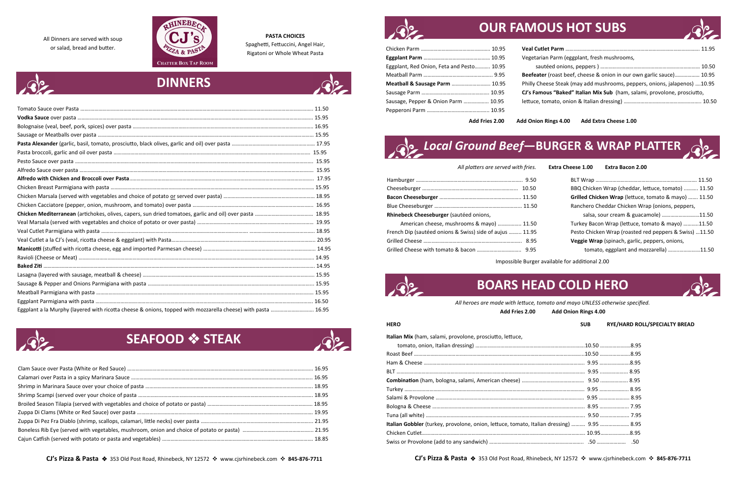All Dinners are served with soup or salad, bread and butter.

**PASTA CHOICES**
Spaghetti, Fettuccini, Angel Hair, Rigatoni or Whole Wheat Pasta

## DINNERS

| | |
|---|---|
| Tomato Sauce over Pasta | 11.50 |
| **Vodka Sauce** over pasta | 15.95 |
| Bolognaise (veal, beef, pork, spices) over pasta | 16.95 |
| Sausage or Meatballs over pasta | 15.95 |
| **Pasta Alexander** (garlic, basil, tomato, prosciutto, black olives, garlic and oil) over pasta | 17.95 |
| Pasta broccoli, garlic and oil over pasta | 15.95 |
| Pesto Sauce over pasta | 15.95 |
| Alfredo Sauce over pasta | 15.95 |
| **Alfredo with Chicken and Broccoli over Pasta** | 17.95 |
| Chicken Breast Parmigiana with pasta | 15.95 |
| Chicken Marsala (served with vegetables and choice of potato or served over pasta) | 18.95 |
| Chicken Cacciatore (pepper, onion, mushroom, and tomato) over pasta | 16.95 |
| **Chicken Mediterranean** (artichokes, olives, capers, sun dried tomatoes, garlic and oil) over pasta | 18.95 |
| Veal Marsala (served with vegetables and choice of potato or over pasta) | 19.95 |
| Veal Cutlet Parmigiana with pasta | 18.95 |
| Veal Cutlet a la CJ's (veal, ricotta cheese & eggplant) with Pasta | 20.95 |
| **Manicotti** (stuffed with ricotta cheese, egg and imported Parmesan cheese) | 14.95 |
| Ravioli (Cheese or Meat) | 14.95 |
| **Baked Ziti** | 14.95 |
| Lasagna (layered with sausage, meatball & cheese) | 15.95 |
| Sausage & Pepper and Onions Parmigiana with pasta | 15.95 |
| Meatball Parmigiana with pasta | 15.95 |
| Eggplant Parmigiana with pasta | 16.50 |
| Eggplant a la Murphy (layered with ricotta cheese & onions, topped with mozzarella cheese) with pasta | 16.95 |

## SEAFOOD ❖ STEAK

| | |
|---|---|
| Clam Sauce over Pasta (White or Red Sauce) | 16.95 |
| Calamari over Pasta in a spicy Marinara Sauce | 16.95 |
| Shrimp in Marinara Sauce over your choice of pasta | 18.95 |
| Shrimp Scampi (served over your choice of pasta | 18.95 |
| Broiled Season Tilapia (served with vegetables and choice of potato or pasta) | 18.95 |
| Zuppa Di Clams (White or Red Sauce) over pasta | 19.95 |
| Zuppa Di Pez Fra Diablo (shrimp, scallops, calamari, little necks) over pasta | 21.95 |
| Boneless Rib Eye (served with vegetables, mushroom, onion and choice of potato or pasta) | 21.95 |
| Cajun Catfish (served with potato or pasta and vegetables) | 18.85 |

**CJ's Pizza & Pasta** ❖ 353 Old Post Road, Rhinebeck, NY 12572 ❖ www.cjsrhinebeck.com ❖ **845-876-7711**

## OUR FAMOUS HOT SUBS

| | |
|---|---|
| Chicken Parm | 10.95 |
| **Eggplant Parm** | 10.95 |
| Eggplant, Red Onion, Feta and Pesto | 10.95 |
| Meatball Parm | 9.95 |
| **Meatball & Sausage Parm** | 10.95 |
| Sausage Parm | 10.95 |
| Sausage, Pepper & Onion Parm | 10.95 |
| Pepperoni Parm | 10.95 |
| **Veal Cutlet Parm** | 11.95 |
| Vegetarian Parm (eggplant, fresh mushrooms, sautéed onions, peppers ) | 10.50 |
| **Beefeater** (roast beef, cheese & onion in our own garlic sauce) | 10.95 |
| Philly Cheese Steak (may add mushrooms, peppers, onions, jalapenos) | 10.95 |
| **CJ's Famous "Baked" Italian Mix Sub** (ham, salami, provolone, prosciutto, lettuce, tomato, onion & Italian dressing) | 10.50 |

**Add Fries 2.00** **Add Onion Rings 4.00** **Add Extra Cheese 1.00**

## *Local Ground Beef*—BURGER & WRAP PLATTER

*All platters are served with fries.* **Extra Cheese 1.00** **Extra Bacon 2.00**

| | |
|---|---|
| Hamburger | 9.50 |
| Cheeseburger | 10.50 |
| **Bacon Cheeseburger** | 11.50 |
| Blue Cheeseburger | 11.50 |
| **Rhinebeck Cheeseburger** (sautéed onions, American cheese, mushrooms & mayo) | 11.50 |
| French Dip (sautéed onions & Swiss) side of aujus | 11.95 |
| Grilled Cheese | 8.95 |
| Grilled Cheese with tomato & bacon | 9.95 |
| BLT Wrap | 11.50 |
| BBQ Chicken Wrap (cheddar, lettuce, tomato) | 11.50 |
| **Grilled Chicken Wrap** (lettuce, tomato & mayo) | 11.50 |
| Ranchero Cheddar Chicken Wrap (onions, peppers, salsa, sour cream & guacamole) | 11.50 |
| Turkey Bacon Wrap (lettuce, tomato & mayo) | 11.50 |
| Pesto Chicken Wrap (roasted red peppers & Swiss) | 11.50 |
| **Veggie Wrap** (spinach, garlic, peppers, onions, tomato, eggplant and mozzarella) | 11.50 |

Impossible Burger available for additional 2.00

## BOARS HEAD COLD HERO

*All heroes are made with lettuce, tomato and mayo UNLESS otherwise specified.*

**Add Fries 2.00** **Add Onion Rings 4.00**

| HERO | SUB | RYE/HARD ROLL/SPECIALTY BREAD |
|---|---|---|
| **Italian Mix** (ham, salami, provolone, prosciutto, lettuce, tomato, onion, Italian dressing) | 10.50 | 8.95 |
| Roast Beef | 10.50 | 8.95 |
| Ham & Cheese | 9.95 | 8.95 |
| BLT | 9.95 | 8.95 |
| **Combination** (ham, bologna, salami, American cheese) | 9.50 | 8.95 |
| Turkey | 9.95 | 8.95 |
| Salami & Provolone | 9.95 | 8.95 |
| Bologna & Cheese | 8.95 | 7.95 |
| Tuna (all white) | 9.50 | 7.95 |
| **Italian Gobbler** (turkey, provolone, onion, lettuce, tomato, Italian dressing) | 9.95 | 8.95 |
| Chicken Cutlet | 10.95 | 8.95 |
| Swiss or Provolone (add to any sandwich) | .50 | .50 |

**CJ's Pizza & Pasta** ❖ 353 Old Post Road, Rhinebeck, NY 12572 ❖ www.cjsrhinebeck.com ❖ **845-876-7711**